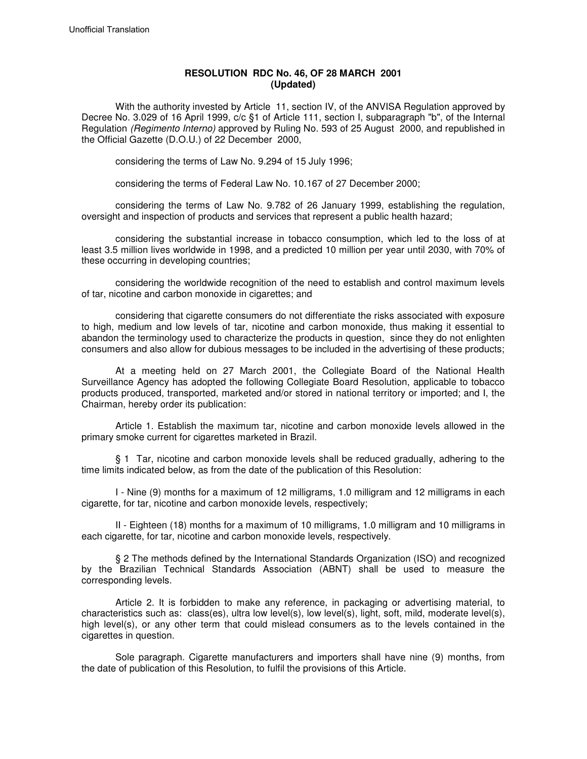Unofficial Translation

**RESOLUTION RDC No. 46, OF 28 MARCH 2001**
**(Updated)**

With the authority invested by Article 11, section IV, of the ANVISA Regulation approved by Decree No. 3.029 of 16 April 1999, c/c §1 of Article 111, section I, subparagraph "b", of the Internal Regulation *(Regimento Interno)* approved by Ruling No. 593 of 25 August 2000, and republished in the Official Gazette (D.O.U.) of 22 December 2000,

considering the terms of Law No. 9.294 of 15 July 1996;

considering the terms of Federal Law No. 10.167 of 27 December 2000;

considering the terms of Law No. 9.782 of 26 January 1999, establishing the regulation, oversight and inspection of products and services that represent a public health hazard;

considering the substantial increase in tobacco consumption, which led to the loss of at least 3.5 million lives worldwide in 1998, and a predicted 10 million per year until 2030, with 70% of these occurring in developing countries;

considering the worldwide recognition of the need to establish and control maximum levels of tar, nicotine and carbon monoxide in cigarettes; and

considering that cigarette consumers do not differentiate the risks associated with exposure to high, medium and low levels of tar, nicotine and carbon monoxide, thus making it essential to abandon the terminology used to characterize the products in question, since they do not enlighten consumers and also allow for dubious messages to be included in the advertising of these products;

At a meeting held on 27 March 2001, the Collegiate Board of the National Health Surveillance Agency has adopted the following Collegiate Board Resolution, applicable to tobacco products produced, transported, marketed and/or stored in national territory or imported; and I, the Chairman, hereby order its publication:

Article 1. Establish the maximum tar, nicotine and carbon monoxide levels allowed in the primary smoke current for cigarettes marketed in Brazil.

§ 1 Tar, nicotine and carbon monoxide levels shall be reduced gradually, adhering to the time limits indicated below, as from the date of the publication of this Resolution:

I - Nine (9) months for a maximum of 12 milligrams, 1.0 milligram and 12 milligrams in each cigarette, for tar, nicotine and carbon monoxide levels, respectively;

II - Eighteen (18) months for a maximum of 10 milligrams, 1.0 milligram and 10 milligrams in each cigarette, for tar, nicotine and carbon monoxide levels, respectively.

§ 2 The methods defined by the International Standards Organization (ISO) and recognized by the Brazilian Technical Standards Association (ABNT) shall be used to measure the corresponding levels.

Article 2. It is forbidden to make any reference, in packaging or advertising material, to characteristics such as: class(es), ultra low level(s), low level(s), light, soft, mild, moderate level(s), high level(s), or any other term that could mislead consumers as to the levels contained in the cigarettes in question.

Sole paragraph. Cigarette manufacturers and importers shall have nine (9) months, from the date of publication of this Resolution, to fulfil the provisions of this Article.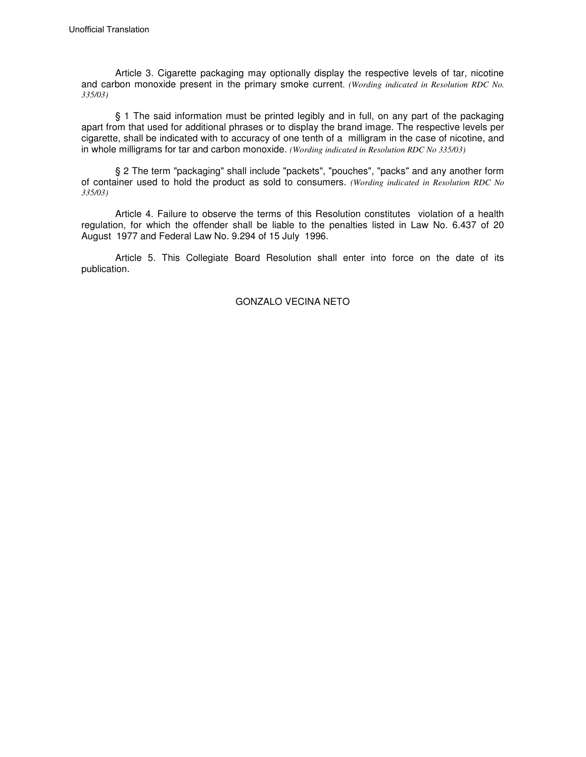Article 3. Cigarette packaging may optionally display the respective levels of tar, nicotine and carbon monoxide present in the primary smoke current. *(Wording indicated in Resolution RDC No. 335/03)*

§ 1 The said information must be printed legibly and in full, on any part of the packaging apart from that used for additional phrases or to display the brand image. The respective levels per cigarette, shall be indicated with to accuracy of one tenth of a milligram in the case of nicotine, and in whole milligrams for tar and carbon monoxide. *(Wording indicated in Resolution RDC No 335/03)*

§ 2 The term "packaging" shall include "packets", "pouches", "packs" and any another form of container used to hold the product as sold to consumers. *(Wording indicated in Resolution RDC No 335/03)*

Article 4. Failure to observe the terms of this Resolution constitutes violation of a health regulation, for which the offender shall be liable to the penalties listed in Law No. 6.437 of 20 August 1977 and Federal Law No. 9.294 of 15 July 1996.

Article 5. This Collegiate Board Resolution shall enter into force on the date of its publication.

GONZALO VECINA NETO